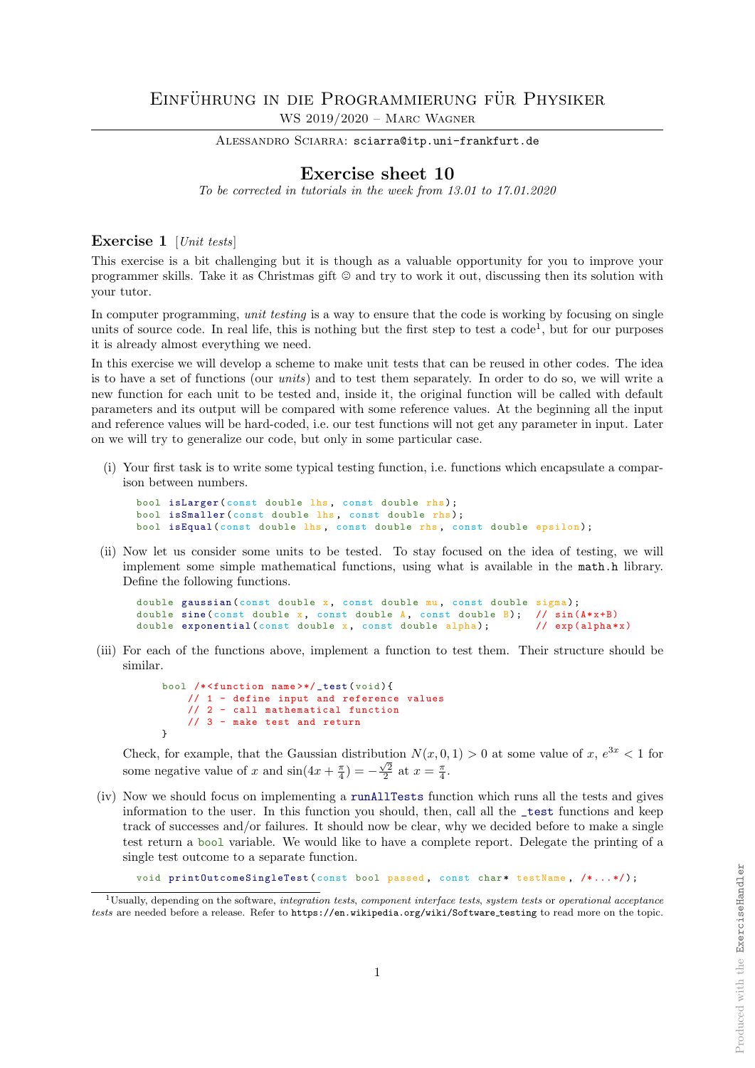# Einführung in die Programmierung für Physiker

WS 2019/2020 – Marc Wagner

Alessandro Sciarra: sciarra@itp.uni-frankfurt.de

## Exercise sheet 10

*To be corrected in tutorials in the week from 13.01 to 17.01.2020*

### Exercise 1 [*Unit tests*]

This exercise is a bit challenging but it is though as a valuable opportunity for you to improve your programmer skills. Take it as Christmas gift ☺ and try to work it out, discussing then its solution with your tutor.

In computer programming, *unit testing* is a way to ensure that the code is working by focusing on single units of source code. In real life, this is nothing but the first step to test a code[1], but for our purposes it is already almost everything we need.

In this exercise we will develop a scheme to make unit tests that can be reused in other codes. The idea is to have a set of functions (our *units*) and to test them separately. In order to do so, we will write a new function for each unit to be tested and, inside it, the original function will be called with default parameters and its output will be compared with some reference values. At the beginning all the input and reference values will be hard-coded, i.e. our test functions will not get any parameter in input. Later on we will try to generalize our code, but only in some particular case.

(i) Your first task is to write some typical testing function, i.e. functions which encapsulate a comparison between numbers.

```
bool isLarger(const double lhs, const double rhs);
bool isSmaller(const double lhs, const double rhs);
bool isEqual(const double lhs, const double rhs, const double epsilon);
```

(ii) Now let us consider some units to be tested. To stay focused on the idea of testing, we will implement some simple mathematical functions, using what is available in the `math.h` library. Define the following functions.

```
double gaussian(const double x, const double mu, const double sigma);
double sine(const double x, const double A, const double B);  // sin(A*x+B)
double exponential(const double x, const double alpha);       // exp(alpha*x)
```

(iii) For each of the functions above, implement a function to test them. Their structure should be similar.

```
bool /*<function name>*/_test(void){
    // 1 - define input and reference values
    // 2 - call mathematical function
    // 3 - make test and return
}
```

Check, for example, that the Gaussian distribution $N(x, 0, 1) > 0$ at some value of $x$, $e^{3x} < 1$ for some negative value of $x$ and $\sin(4x + \frac{\pi}{4}) = -\frac{\sqrt{2}}{2}$ at $x = \frac{\pi}{4}$.

(iv) Now we should focus on implementing a `runAllTests` function which runs all the tests and gives information to the user. In this function you should, then, call all the `_test` functions and keep track of successes and/or failures. It should now be clear, why we decided before to make a single test return a `bool` variable. We would like to have a complete report. Delegate the printing of a single test outcome to a separate function.

```
void printOutcomeSingleTest(const bool passed, const char* testName, /*...*/);
```

---

[1] Usually, depending on the software, *integration tests*, *component interface tests*, *system tests* or *operational acceptance tests* are needed before a release. Refer to https://en.wikipedia.org/wiki/Software_testing to read more on the topic.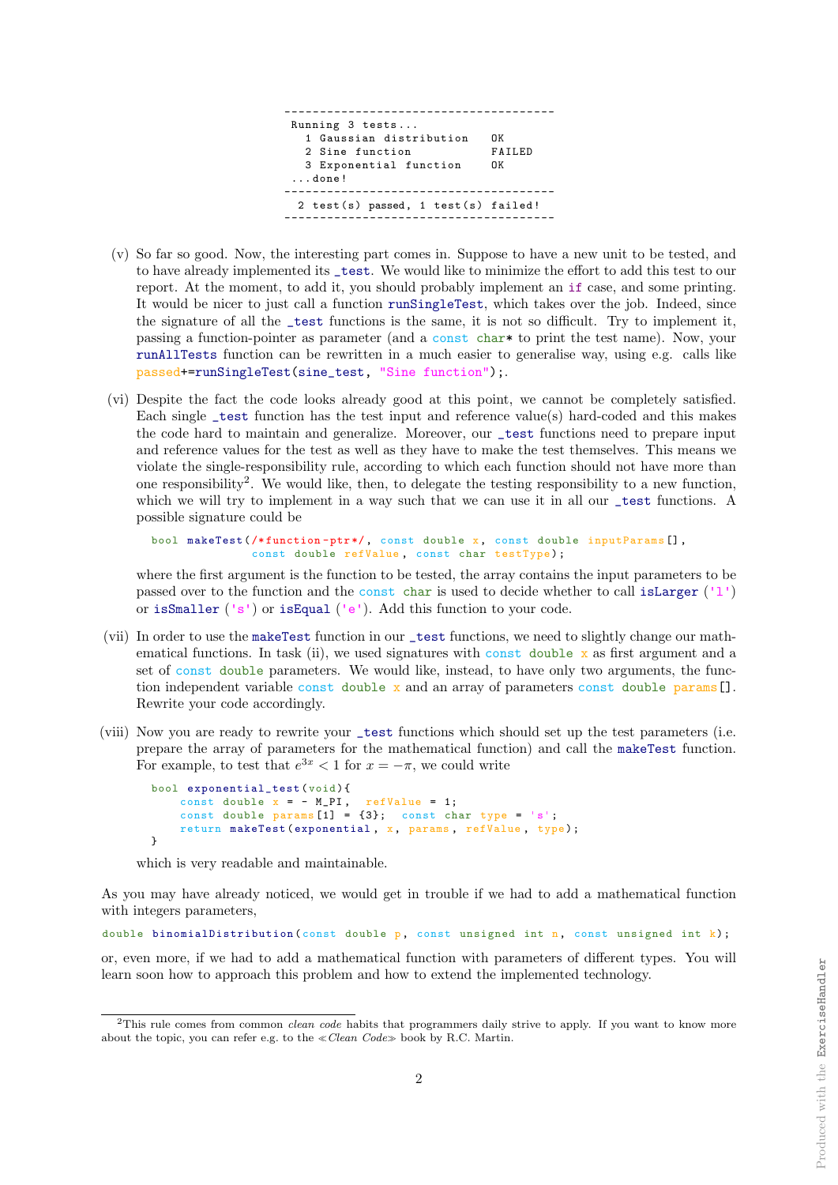```
-------------------------------------
 Running 3 tests...
   1 Gaussian distribution   OK
   2 Sine function           FAILED
   3 Exponential function    OK
 ...done!
-------------------------------------
  2 test(s) passed, 1 test(s) failed!
-------------------------------------
```

(v) So far so good. Now, the interesting part comes in. Suppose to have a new unit to be tested, and to have already implemented its `_test`. We would like to minimize the effort to add this test to our report. At the moment, to add it, you should probably implement an `if` case, and some printing. It would be nicer to just call a function `runSingleTest`, which takes over the job. Indeed, since the signature of all the `_test` functions is the same, it is not so difficult. Try to implement it, passing a function-pointer as parameter (and a `const char*` to print the test name). Now, your `runAllTests` function can be rewritten in a much easier to generalise way, using e.g. calls like `passed+=runSingleTest(sine_test, "Sine function");`.

(vi) Despite the fact the code looks already good at this point, we cannot be completely satisfied. Each single `_test` function has the test input and reference value(s) hard-coded and this makes the code hard to maintain and generalize. Moreover, our `_test` functions need to prepare input and reference values for the test as well as they have to make the test themselves. This means we violate the single-responsibility rule, according to which each function should not have more than one responsibility[2]. We would like, then, to delegate the testing responsibility to a new function, which we will try to implement in a way such that we can use it in all our `_test` functions. A possible signature could be

```
bool makeTest(/*function-ptr*/, const double x, const double inputParams[],
              const double refValue, const char testType);
```

where the first argument is the function to be tested, the array contains the input parameters to be passed over to the function and the `const char` is used to decide whether to call `isLarger` (`'l'`) or `isSmaller` (`'s'`) or `isEqual` (`'e'`). Add this function to your code.

(vii) In order to use the `makeTest` function in our `_test` functions, we need to slightly change our mathematical functions. In task (ii), we used signatures with `const double x` as first argument and a set of `const double` parameters. We would like, instead, to have only two arguments, the function independent variable `const double x` and an array of parameters `const double params[]`. Rewrite your code accordingly.

(viii) Now you are ready to rewrite your `_test` functions which should set up the test parameters (i.e. prepare the array of parameters for the mathematical function) and call the `makeTest` function. For example, to test that $e^{3x} < 1$ for $x = -\pi$, we could write

```
bool exponential_test(void){
    const double x = - M_PI,  refValue = 1;
    const double params[1] = {3};  const char type = 's';
    return makeTest(exponential, x, params, refValue, type);
}
```

which is very readable and maintainable.

As you may have already noticed, we would get in trouble if we had to add a mathematical function with integers parameters,

```
double binomialDistribution(const double p, const unsigned int n, const unsigned int k);
```

or, even more, if we had to add a mathematical function with parameters of different types. You will learn soon how to approach this problem and how to extend the implemented technology.

---

[2]This rule comes from common *clean code* habits that programmers daily strive to apply. If you want to know more about the topic, you can refer e.g. to the ≪*Clean Code*≫ book by R.C. Martin.